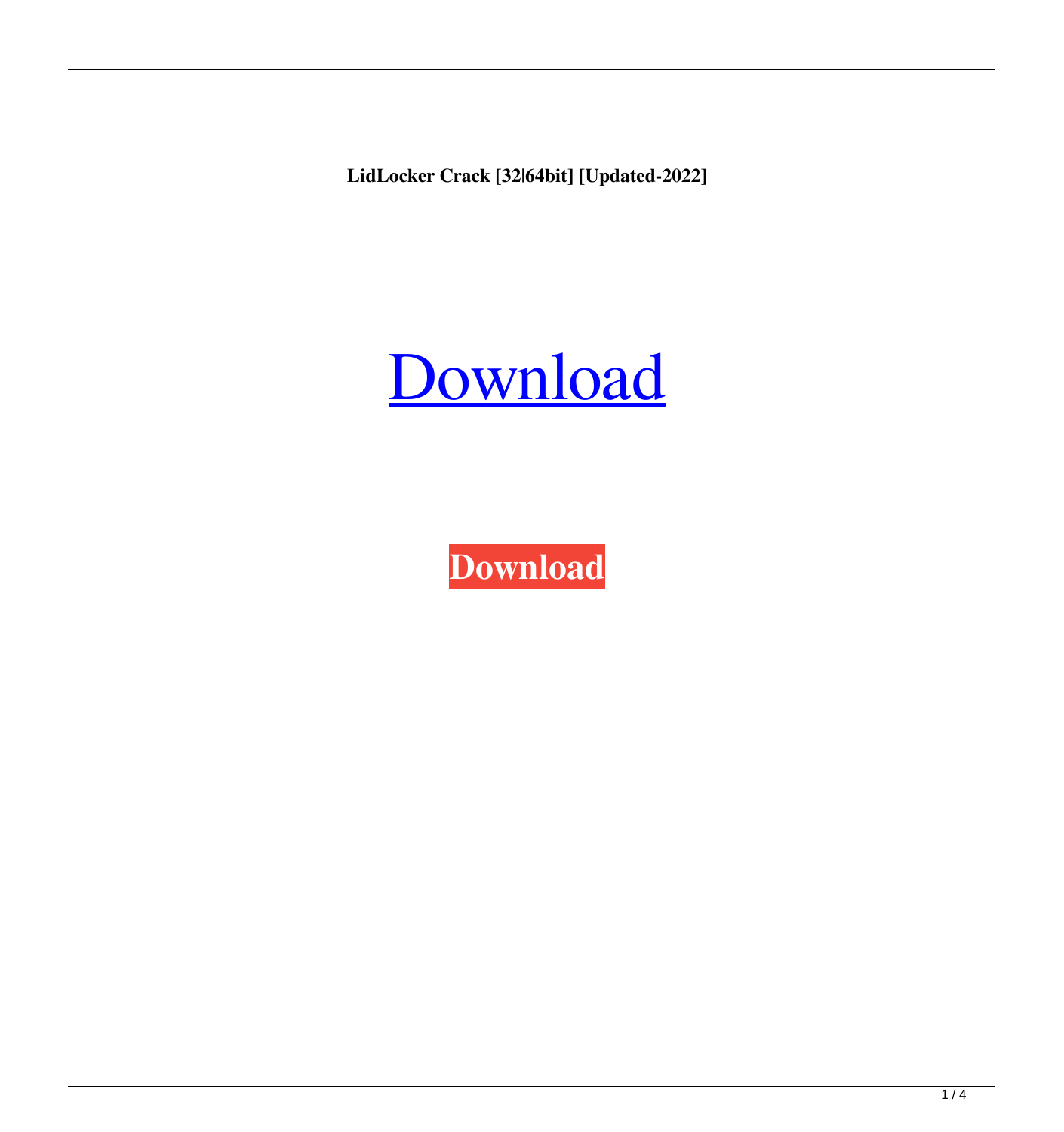**LidLocker Crack [32|64bit] [Updated-2022]**

[Download]

**Download**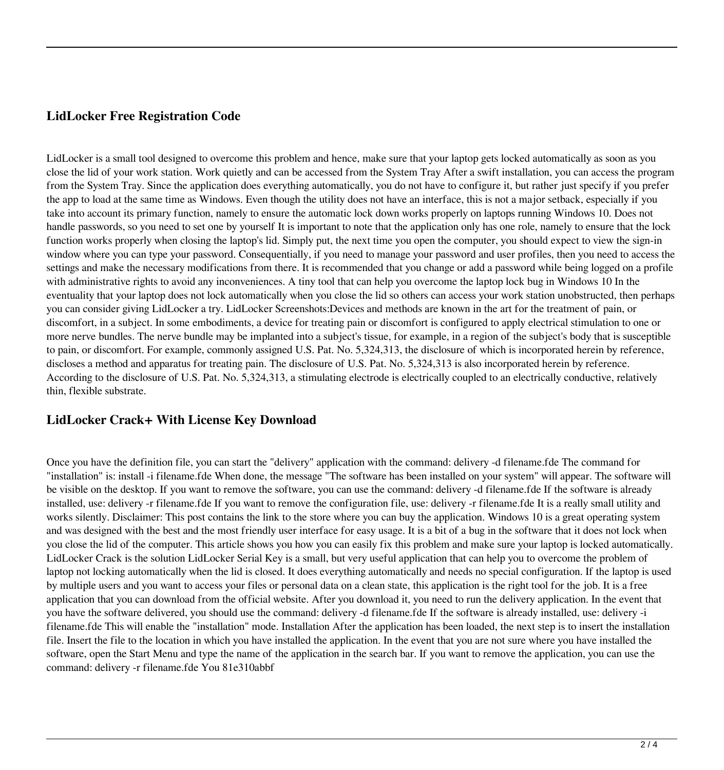## LidLocker Free Registration Code

LidLocker is a small tool designed to overcome this problem and hence, make sure that your laptop gets locked automatically as soon as you close the lid of your work station. Work quietly and can be accessed from the System Tray After a swift installation, you can access the program from the System Tray. Since the application does everything automatically, you do not have to configure it, but rather just specify if you prefer the app to load at the same time as Windows. Even though the utility does not have an interface, this is not a major setback, especially if you take into account its primary function, namely to ensure the automatic lock down works properly on laptops running Windows 10. Does not handle passwords, so you need to set one by yourself It is important to note that the application only has one role, namely to ensure that the lock function works properly when closing the laptop's lid. Simply put, the next time you open the computer, you should expect to view the sign-in window where you can type your password. Consequentially, if you need to manage your password and user profiles, then you need to access the settings and make the necessary modifications from there. It is recommended that you change or add a password while being logged on a profile with administrative rights to avoid any inconveniences. A tiny tool that can help you overcome the laptop lock bug in Windows 10 In the eventuality that your laptop does not lock automatically when you close the lid so others can access your work station unobstructed, then perhaps you can consider giving LidLocker a try. LidLocker Screenshots:Devices and methods are known in the art for the treatment of pain, or discomfort, in a subject. In some embodiments, a device for treating pain or discomfort is configured to apply electrical stimulation to one or more nerve bundles. The nerve bundle may be implanted into a subject's tissue, for example, in a region of the subject's body that is susceptible to pain, or discomfort. For example, commonly assigned U.S. Pat. No. 5,324,313, the disclosure of which is incorporated herein by reference, discloses a method and apparatus for treating pain. The disclosure of U.S. Pat. No. 5,324,313 is also incorporated herein by reference. According to the disclosure of U.S. Pat. No. 5,324,313, a stimulating electrode is electrically coupled to an electrically conductive, relatively thin, flexible substrate.

## LidLocker Crack+ With License Key Download

Once you have the definition file, you can start the "delivery" application with the command: delivery -d filename.fde The command for "installation" is: install -i filename.fde When done, the message "The software has been installed on your system" will appear. The software will be visible on the desktop. If you want to remove the software, you can use the command: delivery -d filename.fde If the software is already installed, use: delivery -r filename.fde If you want to remove the configuration file, use: delivery -r filename.fde It is a really small utility and works silently. Disclaimer: This post contains the link to the store where you can buy the application. Windows 10 is a great operating system and was designed with the best and the most friendly user interface for easy usage. It is a bit of a bug in the software that it does not lock when you close the lid of the computer. This article shows you how you can easily fix this problem and make sure your laptop is locked automatically. LidLocker Crack is the solution LidLocker Serial Key is a small, but very useful application that can help you to overcome the problem of laptop not locking automatically when the lid is closed. It does everything automatically and needs no special configuration. If the laptop is used by multiple users and you want to access your files or personal data on a clean state, this application is the right tool for the job. It is a free application that you can download from the official website. After you download it, you need to run the delivery application. In the event that you have the software delivered, you should use the command: delivery -d filename.fde If the software is already installed, use: delivery -i filename.fde This will enable the "installation" mode. Installation After the application has been loaded, the next step is to insert the installation file. Insert the file to the location in which you have installed the application. In the event that you are not sure where you have installed the software, open the Start Menu and type the name of the application in the search bar. If you want to remove the application, you can use the command: delivery -r filename.fde You 81e310abbf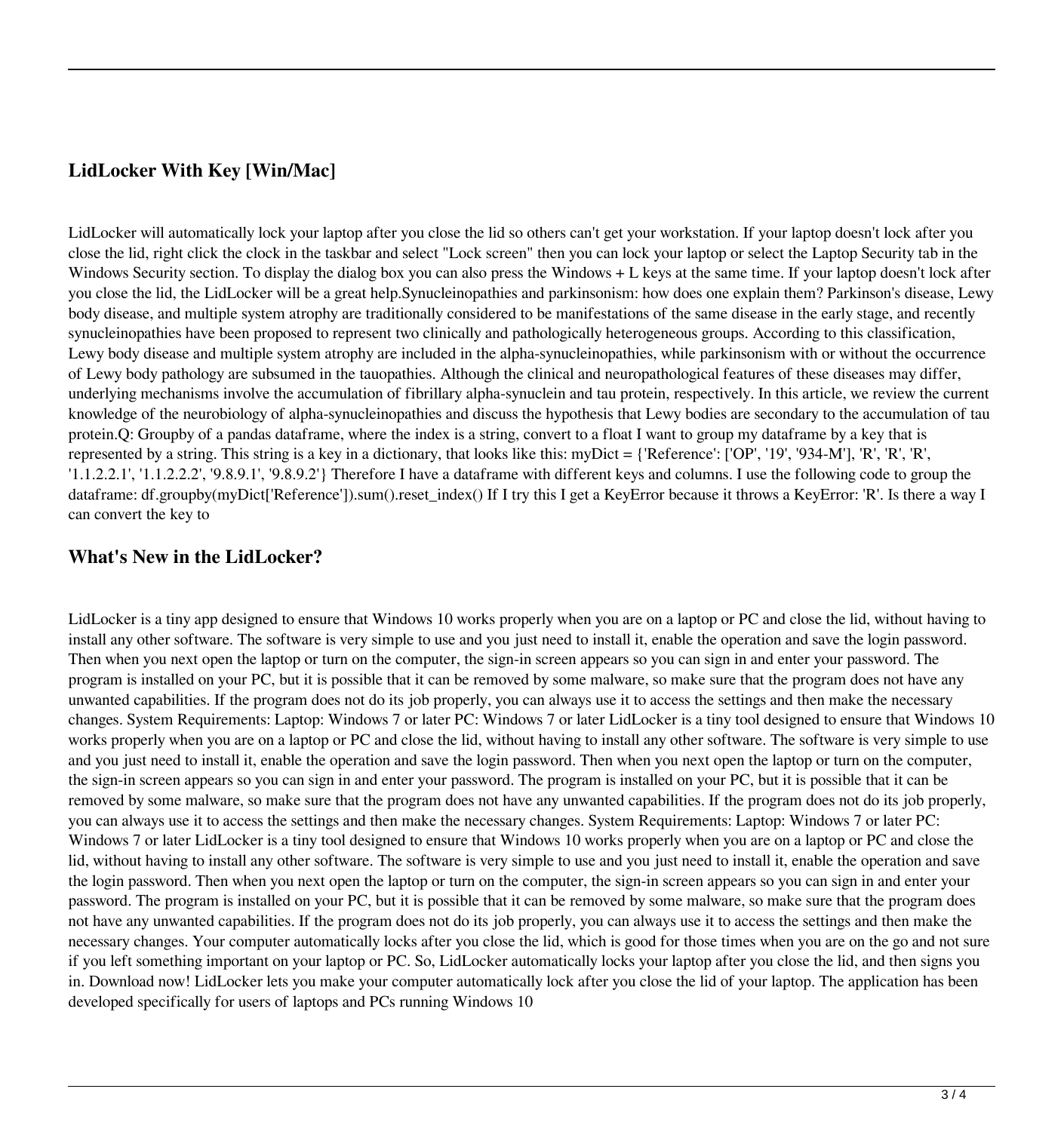## LidLocker With Key [Win/Mac]

LidLocker will automatically lock your laptop after you close the lid so others can't get your workstation. If your laptop doesn't lock after you close the lid, right click the clock in the taskbar and select "Lock screen" then you can lock your laptop or select the Laptop Security tab in the Windows Security section. To display the dialog box you can also press the Windows + L keys at the same time. If your laptop doesn't lock after you close the lid, the LidLocker will be a great help.Synucleinopathies and parkinsonism: how does one explain them? Parkinson's disease, Lewy body disease, and multiple system atrophy are traditionally considered to be manifestations of the same disease in the early stage, and recently synucleinopathies have been proposed to represent two clinically and pathologically heterogeneous groups. According to this classification, Lewy body disease and multiple system atrophy are included in the alpha-synucleinopathies, while parkinsonism with or without the occurrence of Lewy body pathology are subsumed in the tauopathies. Although the clinical and neuropathological features of these diseases may differ, underlying mechanisms involve the accumulation of fibrillary alpha-synuclein and tau protein, respectively. In this article, we review the current knowledge of the neurobiology of alpha-synucleinopathies and discuss the hypothesis that Lewy bodies are secondary to the accumulation of tau protein.Q: Groupby of a pandas dataframe, where the index is a string, convert to a float I want to group my dataframe by a key that is represented by a string. This string is a key in a dictionary, that looks like this: myDict = {'Reference': ['OP', '19', '934-M'], 'R', 'R', 'R', '1.1.2.2.1', '1.1.2.2.2', '9.8.9.1', '9.8.9.2'} Therefore I have a dataframe with different keys and columns. I use the following code to group the dataframe: df.groupby(myDict['Reference']).sum().reset_index() If I try this I get a KeyError because it throws a KeyError: 'R'. Is there a way I can convert the key to

## What's New in the LidLocker?

LidLocker is a tiny app designed to ensure that Windows 10 works properly when you are on a laptop or PC and close the lid, without having to install any other software. The software is very simple to use and you just need to install it, enable the operation and save the login password. Then when you next open the laptop or turn on the computer, the sign-in screen appears so you can sign in and enter your password. The program is installed on your PC, but it is possible that it can be removed by some malware, so make sure that the program does not have any unwanted capabilities. If the program does not do its job properly, you can always use it to access the settings and then make the necessary changes. System Requirements: Laptop: Windows 7 or later PC: Windows 7 or later LidLocker is a tiny tool designed to ensure that Windows 10 works properly when you are on a laptop or PC and close the lid, without having to install any other software. The software is very simple to use and you just need to install it, enable the operation and save the login password. Then when you next open the laptop or turn on the computer, the sign-in screen appears so you can sign in and enter your password. The program is installed on your PC, but it is possible that it can be removed by some malware, so make sure that the program does not have any unwanted capabilities. If the program does not do its job properly, you can always use it to access the settings and then make the necessary changes. System Requirements: Laptop: Windows 7 or later PC: Windows 7 or later LidLocker is a tiny tool designed to ensure that Windows 10 works properly when you are on a laptop or PC and close the lid, without having to install any other software. The software is very simple to use and you just need to install it, enable the operation and save the login password. Then when you next open the laptop or turn on the computer, the sign-in screen appears so you can sign in and enter your password. The program is installed on your PC, but it is possible that it can be removed by some malware, so make sure that the program does not have any unwanted capabilities. If the program does not do its job properly, you can always use it to access the settings and then make the necessary changes. Your computer automatically locks after you close the lid, which is good for those times when you are on the go and not sure if you left something important on your laptop or PC. So, LidLocker automatically locks your laptop after you close the lid, and then signs you in. Download now! LidLocker lets you make your computer automatically lock after you close the lid of your laptop. The application has been developed specifically for users of laptops and PCs running Windows 10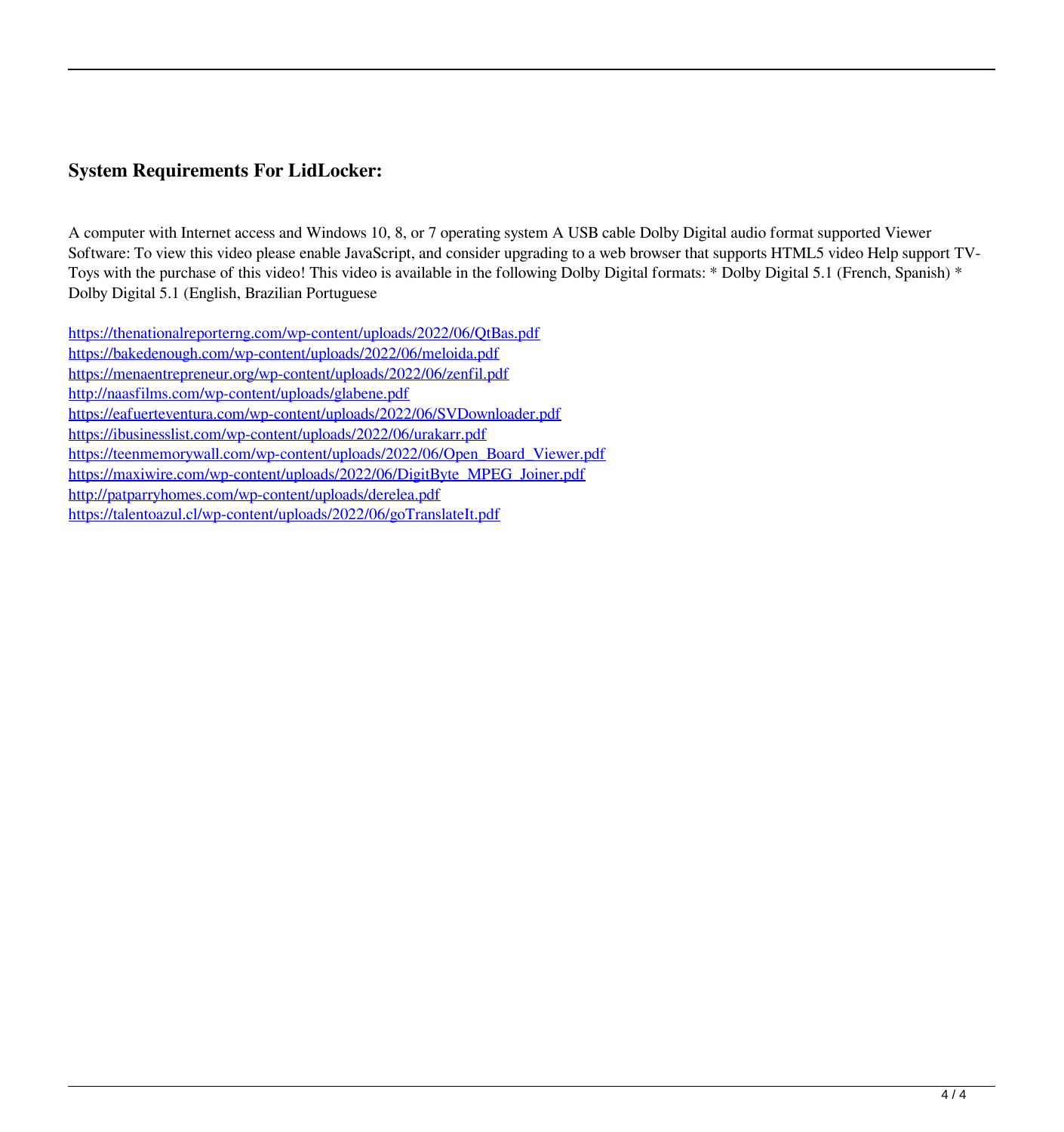## System Requirements For LidLocker:

A computer with Internet access and Windows 10, 8, or 7 operating system A USB cable Dolby Digital audio format supported Viewer Software: To view this video please enable JavaScript, and consider upgrading to a web browser that supports HTML5 video Help support TV-Toys with the purchase of this video! This video is available in the following Dolby Digital formats: * Dolby Digital 5.1 (French, Spanish) * Dolby Digital 5.1 (English, Brazilian Portuguese

https://thenationalreporterng.com/wp-content/uploads/2022/06/QtBas.pdf
https://bakedenough.com/wp-content/uploads/2022/06/meloida.pdf
https://menaentrepreneur.org/wp-content/uploads/2022/06/zenfil.pdf
http://naasfilms.com/wp-content/uploads/glabene.pdf
https://eafuerteventura.com/wp-content/uploads/2022/06/SVDownloader.pdf
https://ibusinesslist.com/wp-content/uploads/2022/06/urakarr.pdf
https://teenmemorywall.com/wp-content/uploads/2022/06/Open_Board_Viewer.pdf
https://maxiwire.com/wp-content/uploads/2022/06/DigitByte_MPEG_Joiner.pdf
http://patparryhomes.com/wp-content/uploads/derelea.pdf
https://talentoazul.cl/wp-content/uploads/2022/06/goTranslateIt.pdf